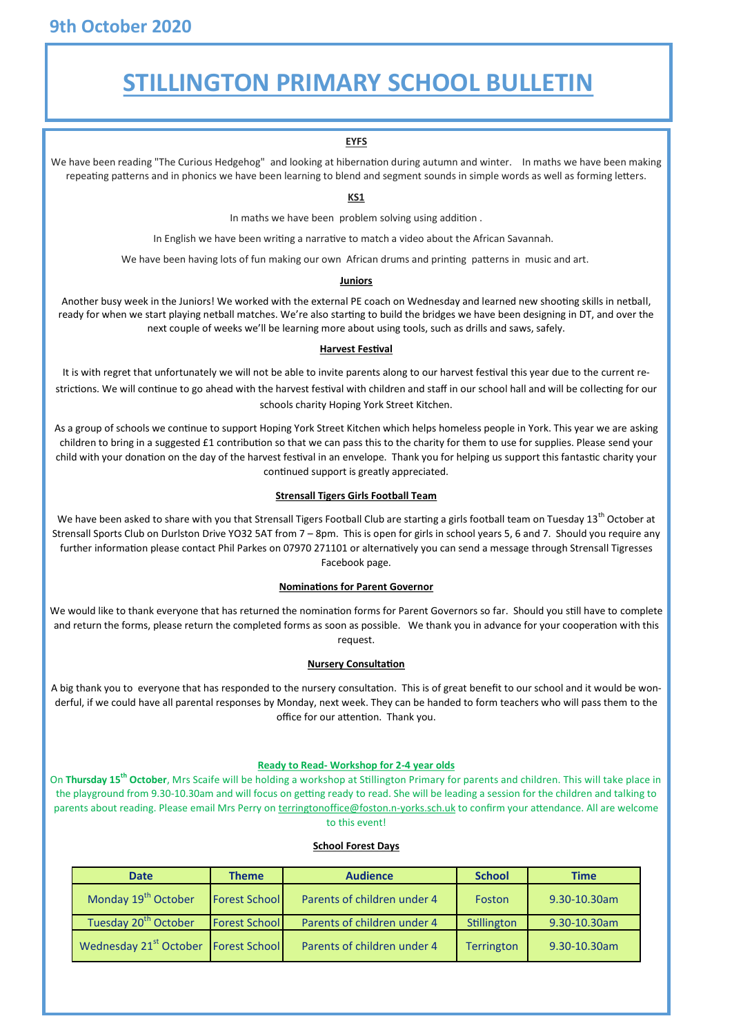9th October 2020

# STILLINGTON PRIMARY SCHOOL BULLETIN

## EYFS

We have been reading "The Curious Hedgehog" and looking at hibernation during autumn and winter. In maths we have been making repeating patterns and in phonics we have been learning to blend and segment sounds in simple words as well as forming letters.

## KS1

In maths we have been problem solving using addition .

In English we have been writing a narrative to match a video about the African Savannah.

We have been having lots of fun making our own African drums and printing patterns in music and art.

## Juniors

Another busy week in the Juniors! We worked with the external PE coach on Wednesday and learned new shooting skills in netball, ready for when we start playing netball matches. We're also starting to build the bridges we have been designing in DT, and over the next couple of weeks we'll be learning more about using tools, such as drills and saws, safely.

## Harvest Festival

It is with regret that unfortunately we will not be able to invite parents along to our harvest festival this year due to the current restrictions. We will continue to go ahead with the harvest festival with children and staff in our school hall and will be collecting for our schools charity Hoping York Street Kitchen.

As a group of schools we continue to support Hoping York Street Kitchen which helps homeless people in York. This year we are asking children to bring in a suggested £1 contribution so that we can pass this to the charity for them to use for supplies. Please send your child with your donation on the day of the harvest festival in an envelope. Thank you for helping us support this fantastic charity your continued support is greatly appreciated.

## Strensall Tigers Girls Football Team

We have been asked to share with you that Strensall Tigers Football Club are starting a girls football team on Tuesday 13th October at Strensall Sports Club on Durlston Drive YO32 5AT from 7 – 8pm. This is open for girls in school years 5, 6 and 7. Should you require any further information please contact Phil Parkes on 07970 271101 or alternatively you can send a message through Strensall Tigresses Facebook page.

## Nominations for Parent Governor

We would like to thank everyone that has returned the nomination forms for Parent Governors so far. Should you still have to complete and return the forms, please return the completed forms as soon as possible. We thank you in advance for your cooperation with this request.

## Nursery Consultation

A big thank you to everyone that has responded to the nursery consultation. This is of great benefit to our school and it would be wonderful, if we could have all parental responses by Monday, next week. They can be handed to form teachers who will pass them to the office for our attention. Thank you.

## Ready to Read- Workshop for 2-4 year olds

On **Thursday 15th October**, Mrs Scaife will be holding a workshop at Stillington Primary for parents and children. This will take place in the playground from 9.30-10.30am and will focus on getting ready to read. She will be leading a session for the children and talking to parents about reading. Please email Mrs Perry on terringtonoffice@foston.n-yorks.sch.uk to confirm your attendance. All are welcome to this event!

## School Forest Days

| Date | Theme | Audience | School | Time |
|---|---|---|---|---|
| Monday 19th October | Forest School | Parents of children under 4 | Foston | 9.30-10.30am |
| Tuesday 20th October | Forest School | Parents of children under 4 | Stillington | 9.30-10.30am |
| Wednesday 21st October | Forest School | Parents of children under 4 | Terrington | 9.30-10.30am |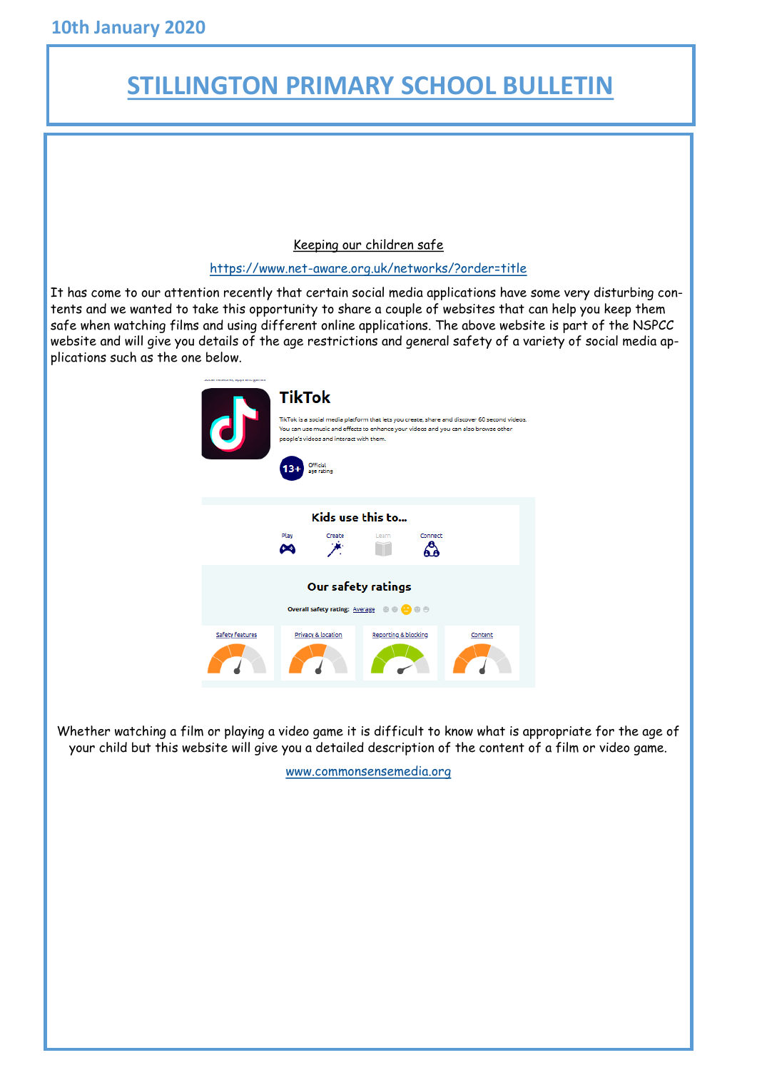10th January 2020

# STILLINGTON PRIMARY SCHOOL BULLETIN

## Keeping our children safe

https://www.net-aware.org.uk/networks/?order=title

It has come to our attention recently that certain social media applications have some very disturbing contents and we wanted to take this opportunity to share a couple of websites that can help you keep them safe when watching films and using different online applications. The above website is part of the NSPCC website and will give you details of the age restrictions and general safety of a variety of social media applications such as the one below.

**TikTok**

TikTok is a social media platform that lets you create, share and discover 60 second videos. You can use music and effects to enhance your videos and you can also browse other people's videos and interact with them.

13+ Official age rating

**Kids use this to...**

Play Create Learn Connect

**Our safety ratings**

Overall safety rating: Average

Safety features | Privacy & location | Reporting & blocking | Content

Whether watching a film or playing a video game it is difficult to know what is appropriate for the age of your child but this website will give you a detailed description of the content of a film or video game.

www.commonsensemedia.org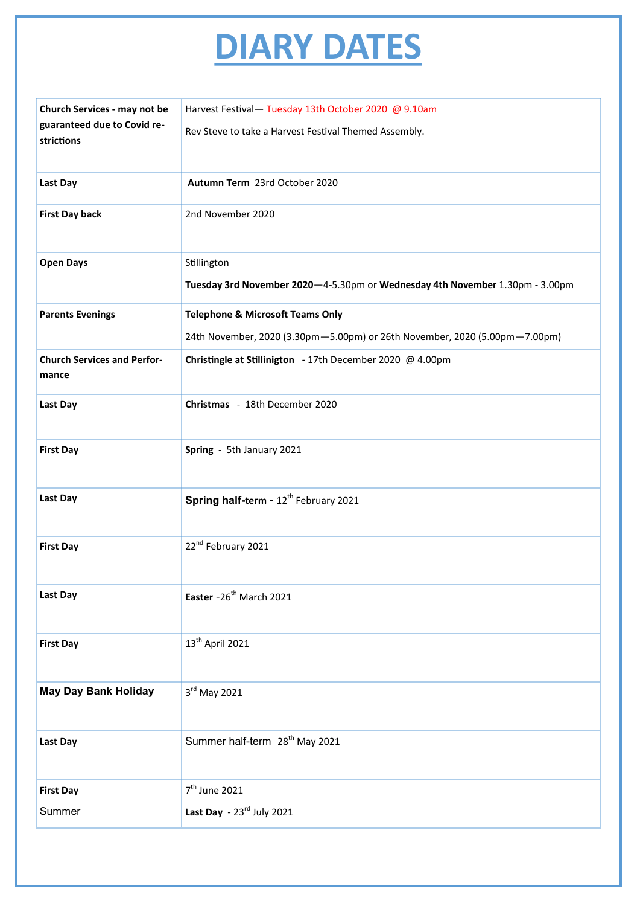# DIARY DATES

| | |
|---|---|
| **Church Services - may not be guaranteed due to Covid restrictions** | Harvest Festival— Tuesday 13th October 2020 @ 9.10am<br>Rev Steve to take a Harvest Festival Themed Assembly. |
| **Last Day** | **Autumn Term** 23rd October 2020 |
| **First Day back** | 2nd November 2020 |
| **Open Days** | Stillington<br>**Tuesday 3rd November 2020**—4-5.30pm or **Wednesday 4th November** 1.30pm - 3.00pm |
| **Parents Evenings** | **Telephone & Microsoft Teams Only**<br>24th November, 2020 (3.30pm—5.00pm) or 26th November, 2020 (5.00pm—7.00pm) |
| **Church Services and Performance** | **Christingle at Stillinigton** - 17th December 2020 @ 4.00pm |
| **Last Day** | **Christmas** - 18th December 2020 |
| **First Day** | **Spring** - 5th January 2021 |
| **Last Day** | **Spring half-term** - 12th February 2021 |
| **First Day** | 22nd February 2021 |
| **Last Day** | **Easter** -26th March 2021 |
| **First Day** | 13th April 2021 |
| **May Day Bank Holiday** | 3rd May 2021 |
| **Last Day** | Summer half-term 28th May 2021 |
| **First Day**<br>Summer | 7th June 2021<br>**Last Day** - 23rd July 2021 |